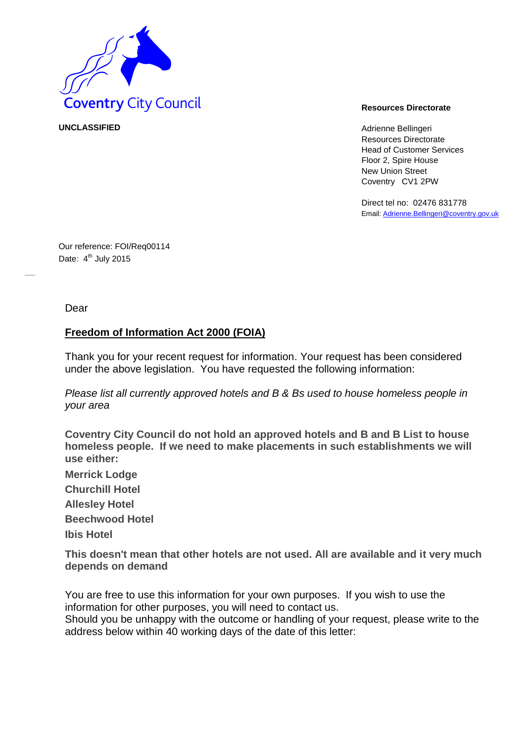Coventry City Council

**UNCLASSIFIED**

**Resources Directorate**

Adrienne Bellingeri
Resources Directorate
Head of Customer Services
Floor 2, Spire House
New Union Street
Coventry CV1 2PW

Direct tel no: 02476 831778
Email: Adrienne.Bellingeri@coventry.gov.uk

Our reference: FOI/Req00114
Date: 4th July 2015

Dear

**Freedom of Information Act 2000 (FOIA)**

Thank you for your recent request for information. Your request has been considered under the above legislation. You have requested the following information:

*Please list all currently approved hotels and B & Bs used to house homeless people in your area*

**Coventry City Council do not hold an approved hotels and B and B List to house homeless people. If we need to make placements in such establishments we will use either:**

**Merrick Lodge**

**Churchill Hotel**

**Allesley Hotel**

**Beechwood Hotel**

**Ibis Hotel**

**This doesn't mean that other hotels are not used. All are available and it very much depends on demand**

You are free to use this information for your own purposes. If you wish to use the information for other purposes, you will need to contact us.
Should you be unhappy with the outcome or handling of your request, please write to the address below within 40 working days of the date of this letter: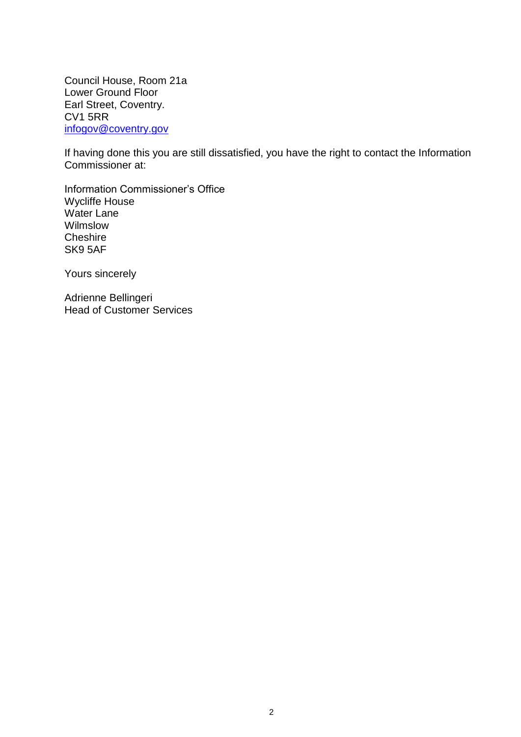Council House, Room 21a
Lower Ground Floor
Earl Street, Coventry.
CV1 5RR
infogov@coventry.gov

If having done this you are still dissatisfied, you have the right to contact the Information Commissioner at:

Information Commissioner's Office
Wycliffe House
Water Lane
Wilmslow
Cheshire
SK9 5AF

Yours sincerely

Adrienne Bellingeri
Head of Customer Services